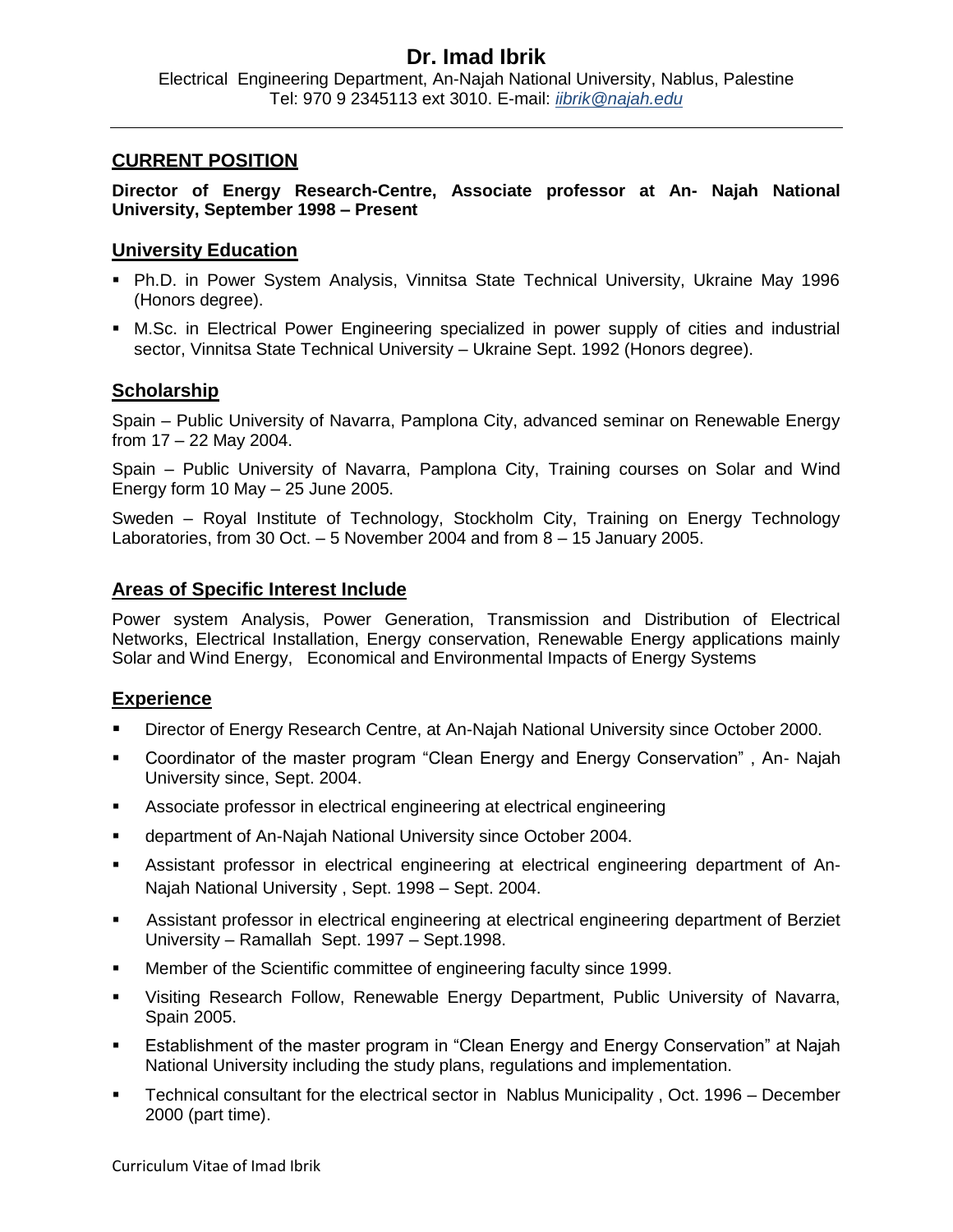# Dr. Imad Ibrik

Electrical Engineering Department, An-Najah National University, Nablus, Palestine
Tel: 970 9 2345113 ext 3010. E-mail: *iibrik@najah.edu*

---

## CURRENT POSITION

**Director of Energy Research-Centre, Associate professor at An- Najah National University, September 1998 – Present**

## University Education

- Ph.D. in Power System Analysis, Vinnitsa State Technical University, Ukraine May 1996 (Honors degree).
- M.Sc. in Electrical Power Engineering specialized in power supply of cities and industrial sector, Vinnitsa State Technical University – Ukraine Sept. 1992 (Honors degree).

## Scholarship

Spain – Public University of Navarra, Pamplona City, advanced seminar on Renewable Energy from 17 – 22 May 2004.

Spain – Public University of Navarra, Pamplona City, Training courses on Solar and Wind Energy form 10 May – 25 June 2005.

Sweden – Royal Institute of Technology, Stockholm City, Training on Energy Technology Laboratories, from 30 Oct. – 5 November 2004 and from 8 – 15 January 2005.

## Areas of Specific Interest Include

Power system Analysis, Power Generation, Transmission and Distribution of Electrical Networks, Electrical Installation, Energy conservation, Renewable Energy applications mainly Solar and Wind Energy, Economical and Environmental Impacts of Energy Systems

## Experience

- Director of Energy Research Centre, at An-Najah National University since October 2000.
- Coordinator of the master program "Clean Energy and Energy Conservation" , An- Najah University since, Sept. 2004.
- Associate professor in electrical engineering at electrical engineering
- department of An-Najah National University since October 2004.
- Assistant professor in electrical engineering at electrical engineering department of An-Najah National University , Sept. 1998 – Sept. 2004.
- Assistant professor in electrical engineering at electrical engineering department of Berziet University – Ramallah Sept. 1997 – Sept.1998.
- Member of the Scientific committee of engineering faculty since 1999.
- Visiting Research Follow, Renewable Energy Department, Public University of Navarra, Spain 2005.
- Establishment of the master program in "Clean Energy and Energy Conservation" at Najah National University including the study plans, regulations and implementation.
- Technical consultant for the electrical sector in Nablus Municipality , Oct. 1996 – December 2000 (part time).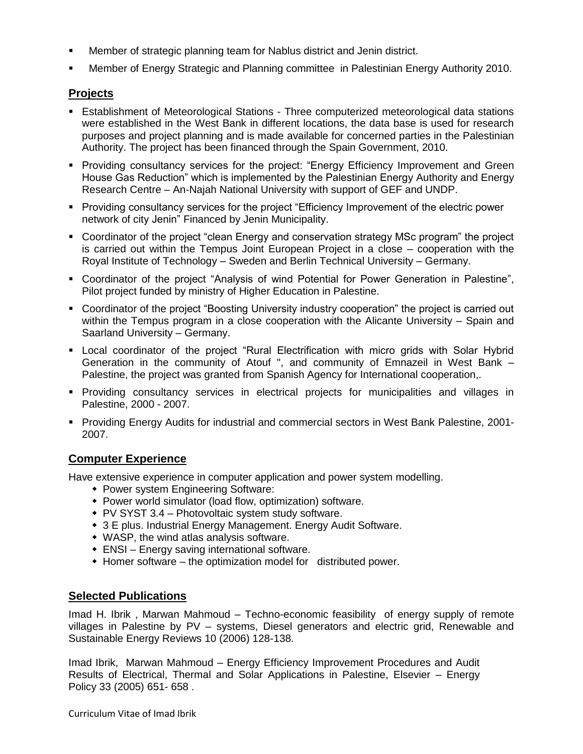- Member of strategic planning team for Nablus district and Jenin district.
- Member of Energy Strategic and Planning committee in Palestinian Energy Authority 2010.

## Projects

- Establishment of Meteorological Stations - Three computerized meteorological data stations were established in the West Bank in different locations, the data base is used for research purposes and project planning and is made available for concerned parties in the Palestinian Authority. The project has been financed through the Spain Government, 2010.
- Providing consultancy services for the project: "Energy Efficiency Improvement and Green House Gas Reduction" which is implemented by the Palestinian Energy Authority and Energy Research Centre – An-Najah National University with support of GEF and UNDP.
- Providing consultancy services for the project "Efficiency Improvement of the electric power network of city Jenin" Financed by Jenin Municipality.
- Coordinator of the project "clean Energy and conservation strategy MSc program" the project is carried out within the Tempus Joint European Project in a close – cooperation with the Royal Institute of Technology – Sweden and Berlin Technical University – Germany.
- Coordinator of the project "Analysis of wind Potential for Power Generation in Palestine", Pilot project funded by ministry of Higher Education in Palestine.
- Coordinator of the project "Boosting University industry cooperation" the project is carried out within the Tempus program in a close cooperation with the Alicante University – Spain and Saarland University – Germany.
- Local coordinator of the project "Rural Electrification with micro grids with Solar Hybrid Generation in the community of Atouf ", and community of Emnazeil in West Bank – Palestine, the project was granted from Spanish Agency for International cooperation,.
- Providing consultancy services in electrical projects for municipalities and villages in Palestine, 2000 - 2007.
- Providing Energy Audits for industrial and commercial sectors in West Bank Palestine, 2001-2007.

## Computer Experience

Have extensive experience in computer application and power system modelling.

- Power system Engineering Software:
- Power world simulator (load flow, optimization) software.
- PV SYST 3.4 – Photovoltaic system study software.
- 3 E plus. Industrial Energy Management. Energy Audit Software.
- WASP, the wind atlas analysis software.
- ENSI – Energy saving international software.
- Homer software – the optimization model for distributed power.

## Selected Publications

Imad H. Ibrik , Marwan Mahmoud – Techno-economic feasibility of energy supply of remote villages in Palestine by PV – systems, Diesel generators and electric grid, Renewable and Sustainable Energy Reviews 10 (2006) 128-138.

Imad Ibrik, Marwan Mahmoud – Energy Efficiency Improvement Procedures and Audit Results of Electrical, Thermal and Solar Applications in Palestine, Elsevier – Energy Policy 33 (2005) 651- 658 .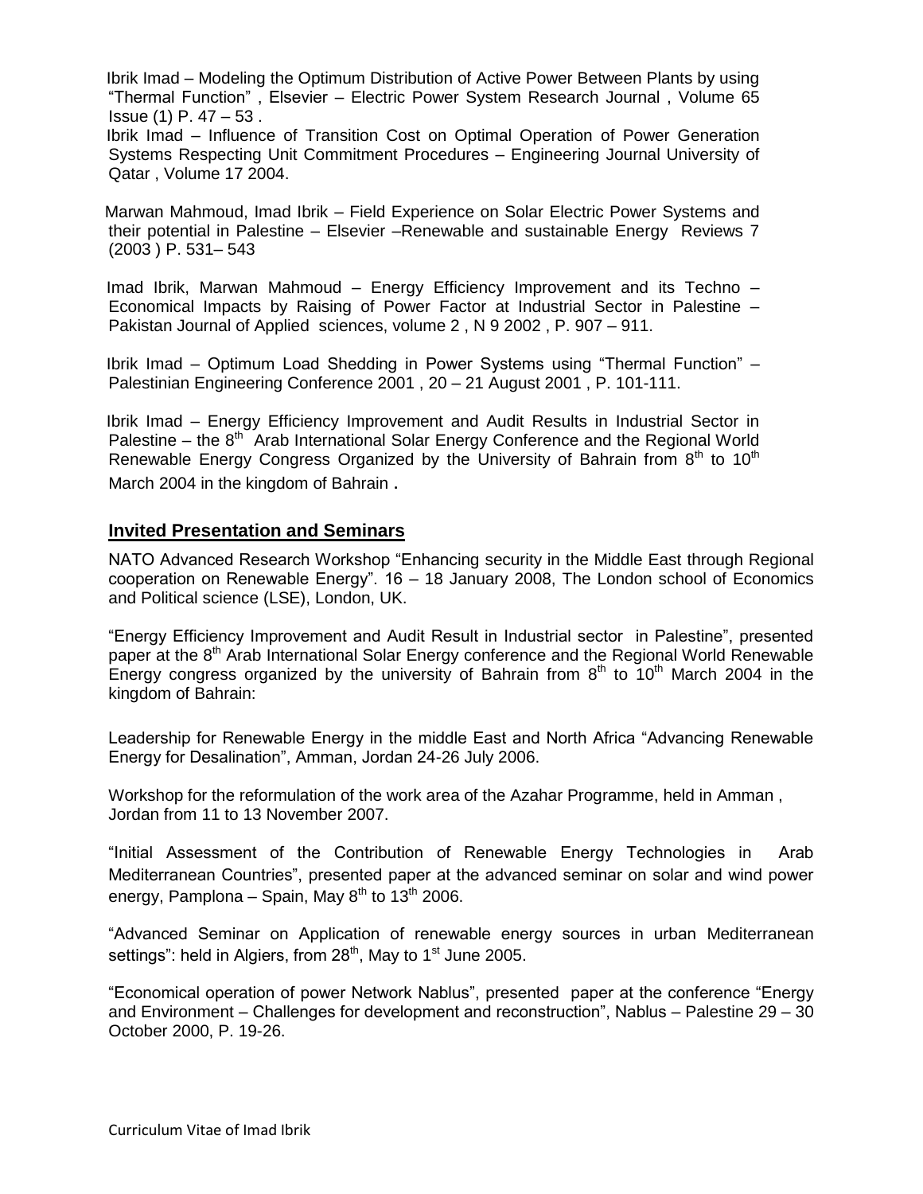Ibrik Imad – Modeling the Optimum Distribution of Active Power Between Plants by using "Thermal Function" , Elsevier – Electric Power System Research Journal , Volume 65 Issue (1) P. 47 – 53 .

Ibrik Imad – Influence of Transition Cost on Optimal Operation of Power Generation Systems Respecting Unit Commitment Procedures – Engineering Journal University of Qatar , Volume 17 2004.

Marwan Mahmoud, Imad Ibrik – Field Experience on Solar Electric Power Systems and their potential in Palestine – Elsevier –Renewable and sustainable Energy Reviews 7 (2003 ) P. 531– 543

Imad Ibrik, Marwan Mahmoud – Energy Efficiency Improvement and its Techno – Economical Impacts by Raising of Power Factor at Industrial Sector in Palestine – Pakistan Journal of Applied sciences, volume 2 , N 9 2002 , P. 907 – 911.

Ibrik Imad – Optimum Load Shedding in Power Systems using "Thermal Function" – Palestinian Engineering Conference 2001 , 20 – 21 August 2001 , P. 101-111.

Ibrik Imad – Energy Efficiency Improvement and Audit Results in Industrial Sector in Palestine – the 8th Arab International Solar Energy Conference and the Regional World Renewable Energy Congress Organized by the University of Bahrain from 8th to 10th March 2004 in the kingdom of Bahrain .

## Invited Presentation and Seminars

NATO Advanced Research Workshop "Enhancing security in the Middle East through Regional cooperation on Renewable Energy". 16 – 18 January 2008, The London school of Economics and Political science (LSE), London, UK.

"Energy Efficiency Improvement and Audit Result in Industrial sector in Palestine", presented paper at the 8th Arab International Solar Energy conference and the Regional World Renewable Energy congress organized by the university of Bahrain from 8th to 10th March 2004 in the kingdom of Bahrain:

Leadership for Renewable Energy in the middle East and North Africa "Advancing Renewable Energy for Desalination", Amman, Jordan 24-26 July 2006.

Workshop for the reformulation of the work area of the Azahar Programme, held in Amman , Jordan from 11 to 13 November 2007.

"Initial Assessment of the Contribution of Renewable Energy Technologies in Arab Mediterranean Countries", presented paper at the advanced seminar on solar and wind power energy, Pamplona – Spain, May 8th to 13th 2006.

"Advanced Seminar on Application of renewable energy sources in urban Mediterranean settings": held in Algiers, from 28th, May to 1st June 2005.

"Economical operation of power Network Nablus", presented paper at the conference "Energy and Environment – Challenges for development and reconstruction", Nablus – Palestine 29 – 30 October 2000, P. 19-26.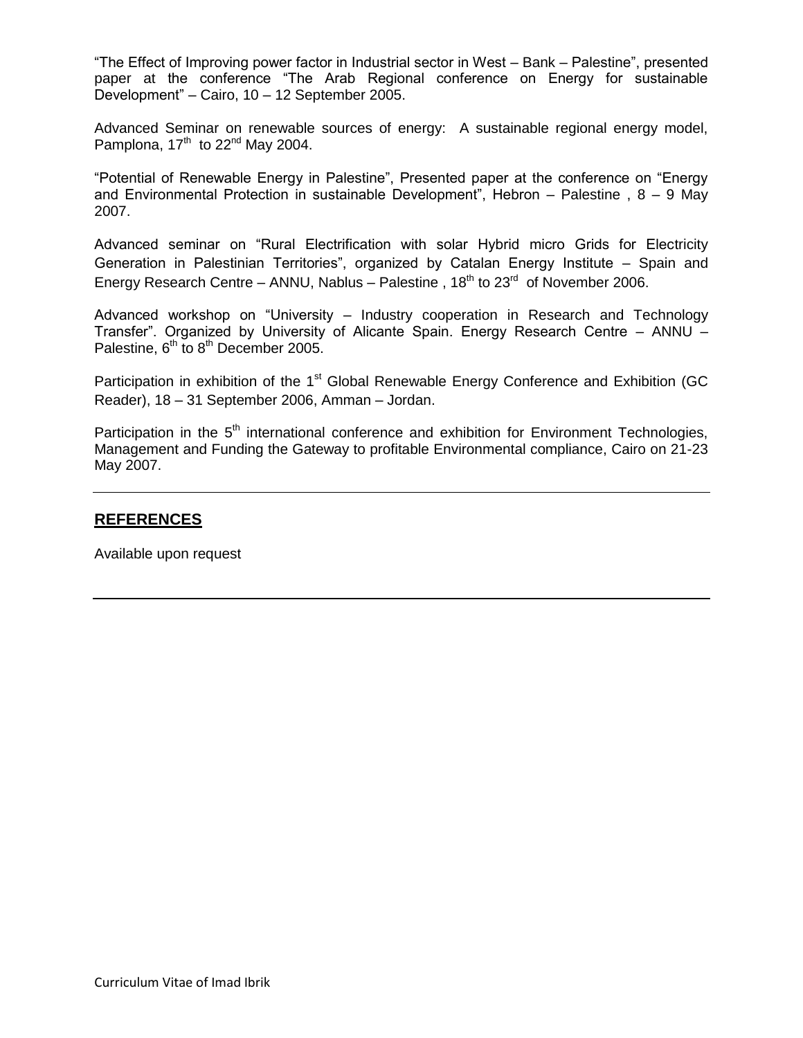"The Effect of Improving power factor in Industrial sector in West – Bank – Palestine", presented paper at the conference "The Arab Regional conference on Energy for sustainable Development" – Cairo, 10 – 12 September 2005.

Advanced Seminar on renewable sources of energy: A sustainable regional energy model, Pamplona, 17th to 22nd May 2004.

"Potential of Renewable Energy in Palestine", Presented paper at the conference on "Energy and Environmental Protection in sustainable Development", Hebron – Palestine , 8 – 9 May 2007.

Advanced seminar on "Rural Electrification with solar Hybrid micro Grids for Electricity Generation in Palestinian Territories", organized by Catalan Energy Institute – Spain and Energy Research Centre – ANNU, Nablus – Palestine , 18th to 23rd of November 2006.

Advanced workshop on "University – Industry cooperation in Research and Technology Transfer". Organized by University of Alicante Spain. Energy Research Centre – ANNU – Palestine, 6th to 8th December 2005.

Participation in exhibition of the 1st Global Renewable Energy Conference and Exhibition (GC Reader), 18 – 31 September 2006, Amman – Jordan.

Participation in the 5th international conference and exhibition for Environment Technologies, Management and Funding the Gateway to profitable Environmental compliance, Cairo on 21-23 May 2007.

---

## REFERENCES

Available upon request

---